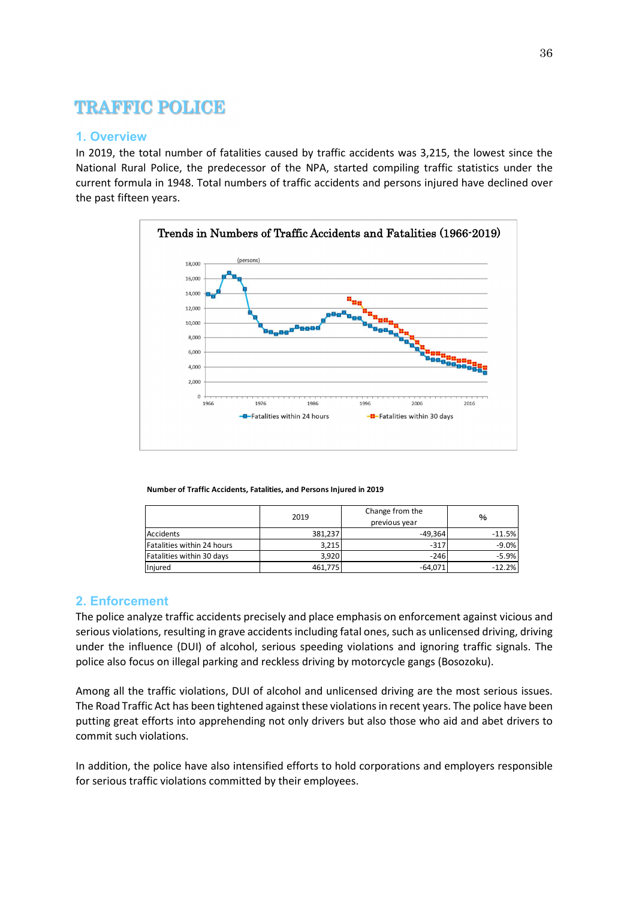# TRAFFIC POLICE

## 1. Overview

In 2019, the total number of fatalities caused by traffic accidents was 3,215, the lowest since the National Rural Police, the predecessor of the NPA, started compiling traffic statistics under the current formula in 1948. Total numbers of traffic accidents and persons injured have declined over the past fifteen years.

**Trends in Numbers of Traffic Accidents and Fatalities (1966-2019)**

**Number of Traffic Accidents, Fatalities, and Persons Injured in 2019**

| | 2019 | Change from the previous year | % |
|---|---|---|---|
| Accidents | 381,237 | -49,364 | -11.5% |
| Fatalities within 24 hours | 3,215 | -317 | -9.0% |
| Fatalities within 30 days | 3,920 | -246 | -5.9% |
| Injured | 461,775 | -64,071 | -12.2% |

## 2. Enforcement

The police analyze traffic accidents precisely and place emphasis on enforcement against vicious and serious violations, resulting in grave accidents including fatal ones, such as unlicensed driving, driving under the influence (DUI) of alcohol, serious speeding violations and ignoring traffic signals. The police also focus on illegal parking and reckless driving by motorcycle gangs (Bosozoku).

Among all the traffic violations, DUI of alcohol and unlicensed driving are the most serious issues. The Road Traffic Act has been tightened against these violations in recent years. The police have been putting great efforts into apprehending not only drivers but also those who aid and abet drivers to commit such violations.

In addition, the police have also intensified efforts to hold corporations and employers responsible for serious traffic violations committed by their employees.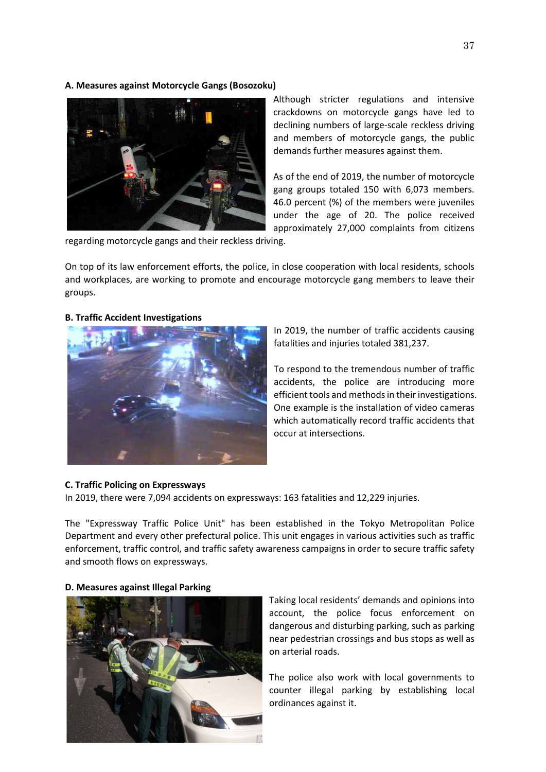### A. Measures against Motorcycle Gangs (Bosozoku)

Although stricter regulations and intensive crackdowns on motorcycle gangs have led to declining numbers of large-scale reckless driving and members of motorcycle gangs, the public demands further measures against them.

As of the end of 2019, the number of motorcycle gang groups totaled 150 with 6,073 members. 46.0 percent (%) of the members were juveniles under the age of 20. The police received approximately 27,000 complaints from citizens regarding motorcycle gangs and their reckless driving.

On top of its law enforcement efforts, the police, in close cooperation with local residents, schools and workplaces, are working to promote and encourage motorcycle gang members to leave their groups.

### B. Traffic Accident Investigations

In 2019, the number of traffic accidents causing fatalities and injuries totaled 381,237.

To respond to the tremendous number of traffic accidents, the police are introducing more efficient tools and methods in their investigations. One example is the installation of video cameras which automatically record traffic accidents that occur at intersections.

### C. Traffic Policing on Expressways

In 2019, there were 7,094 accidents on expressways: 163 fatalities and 12,229 injuries.

The "Expressway Traffic Police Unit" has been established in the Tokyo Metropolitan Police Department and every other prefectural police. This unit engages in various activities such as traffic enforcement, traffic control, and traffic safety awareness campaigns in order to secure traffic safety and smooth flows on expressways.

### D. Measures against Illegal Parking

Taking local residents' demands and opinions into account, the police focus enforcement on dangerous and disturbing parking, such as parking near pedestrian crossings and bus stops as well as on arterial roads.

The police also work with local governments to counter illegal parking by establishing local ordinances against it.